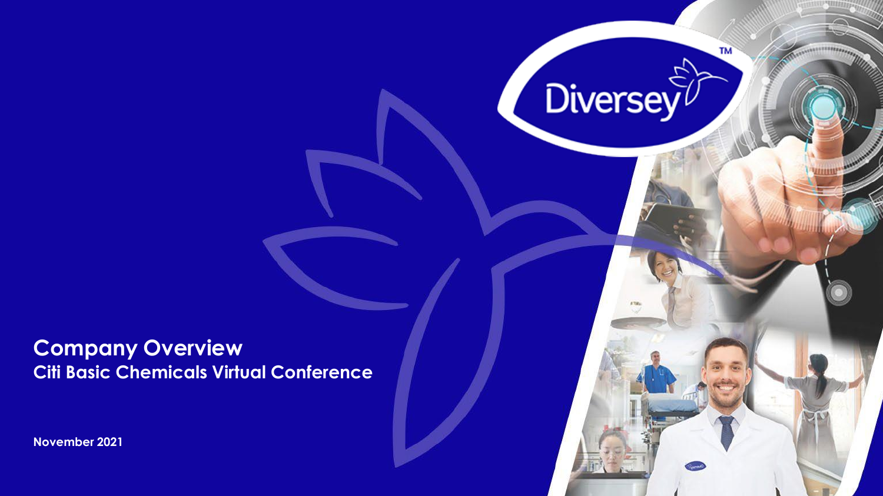Diversey™

# Company Overview

## Citi Basic Chemicals Virtual Conference

**November 2021**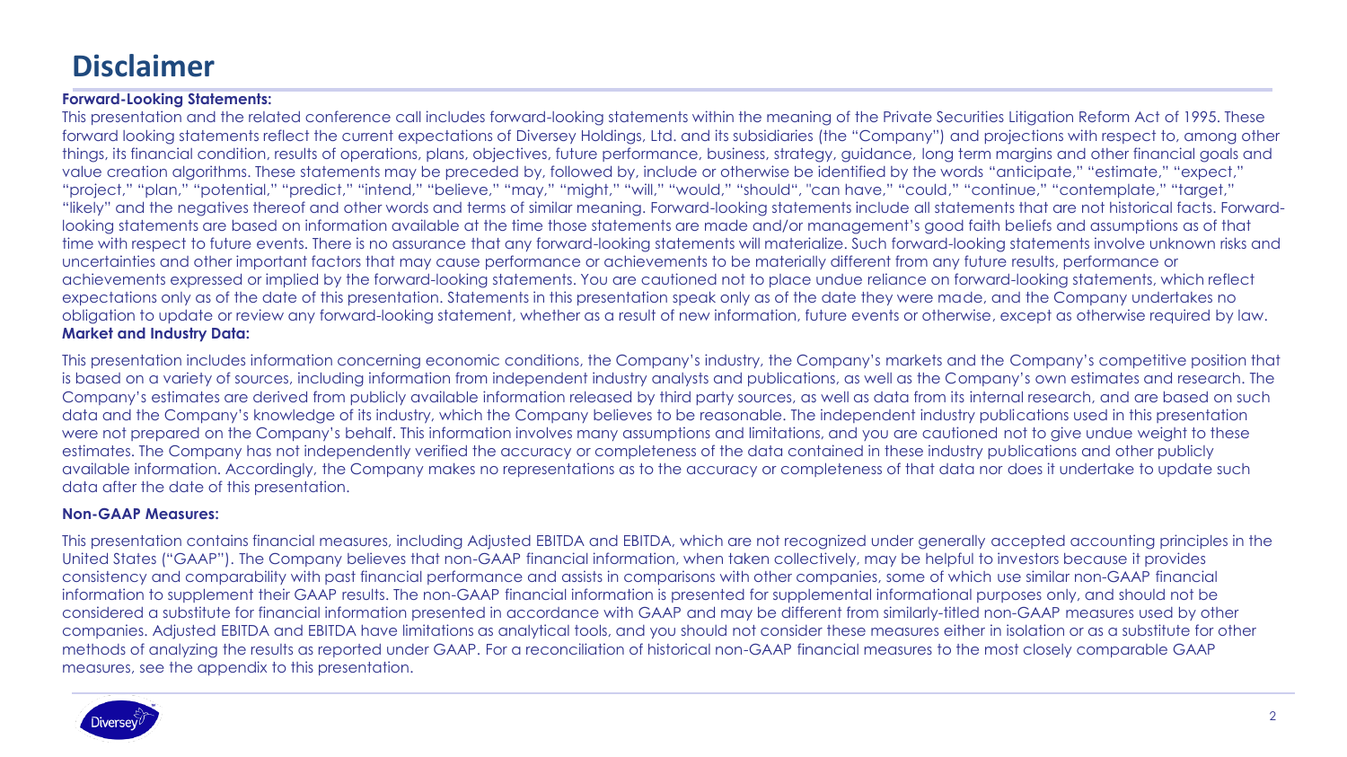# Disclaimer

**Forward-Looking Statements:**

This presentation and the related conference call includes forward-looking statements within the meaning of the Private Securities Litigation Reform Act of 1995. These forward looking statements reflect the current expectations of Diversey Holdings, Ltd. and its subsidiaries (the "Company") and projections with respect to, among other things, its financial condition, results of operations, plans, objectives, future performance, business, strategy, guidance, long term margins and other financial goals and value creation algorithms. These statements may be preceded by, followed by, include or otherwise be identified by the words "anticipate," "estimate," "expect," "project," "plan," "potential," "predict," "intend," "believe," "may," "might," "will," "would," "should", "can have," "could," "continue," "contemplate," "target," "likely" and the negatives thereof and other words and terms of similar meaning. Forward-looking statements include all statements that are not historical facts. Forward-looking statements are based on information available at the time those statements are made and/or management's good faith beliefs and assumptions as of that time with respect to future events. There is no assurance that any forward-looking statements will materialize. Such forward-looking statements involve unknown risks and uncertainties and other important factors that may cause performance or achievements to be materially different from any future results, performance or achievements expressed or implied by the forward-looking statements. You are cautioned not to place undue reliance on forward-looking statements, which reflect expectations only as of the date of this presentation. Statements in this presentation speak only as of the date they were made, and the Company undertakes no obligation to update or review any forward-looking statement, whether as a result of new information, future events or otherwise, except as otherwise required by law.

**Market and Industry Data:**

This presentation includes information concerning economic conditions, the Company's industry, the Company's markets and the Company's competitive position that is based on a variety of sources, including information from independent industry analysts and publications, as well as the Company's own estimates and research. The Company's estimates are derived from publicly available information released by third party sources, as well as data from its internal research, and are based on such data and the Company's knowledge of its industry, which the Company believes to be reasonable. The independent industry publications used in this presentation were not prepared on the Company's behalf. This information involves many assumptions and limitations, and you are cautioned not to give undue weight to these estimates. The Company has not independently verified the accuracy or completeness of the data contained in these industry publications and other publicly available information. Accordingly, the Company makes no representations as to the accuracy or completeness of that data nor does it undertake to update such data after the date of this presentation.

**Non-GAAP Measures:**

This presentation contains financial measures, including Adjusted EBITDA and EBITDA, which are not recognized under generally accepted accounting principles in the United States ("GAAP"). The Company believes that non-GAAP financial information, when taken collectively, may be helpful to investors because it provides consistency and comparability with past financial performance and assists in comparisons with other companies, some of which use similar non-GAAP financial information to supplement their GAAP results. The non-GAAP financial information is presented for supplemental informational purposes only, and should not be considered a substitute for financial information presented in accordance with GAAP and may be different from similarly-titled non-GAAP measures used by other companies. Adjusted EBITDA and EBITDA have limitations as analytical tools, and you should not consider these measures either in isolation or as a substitute for other methods of analyzing the results as reported under GAAP. For a reconciliation of historical non-GAAP financial measures to the most closely comparable GAAP measures, see the appendix to this presentation.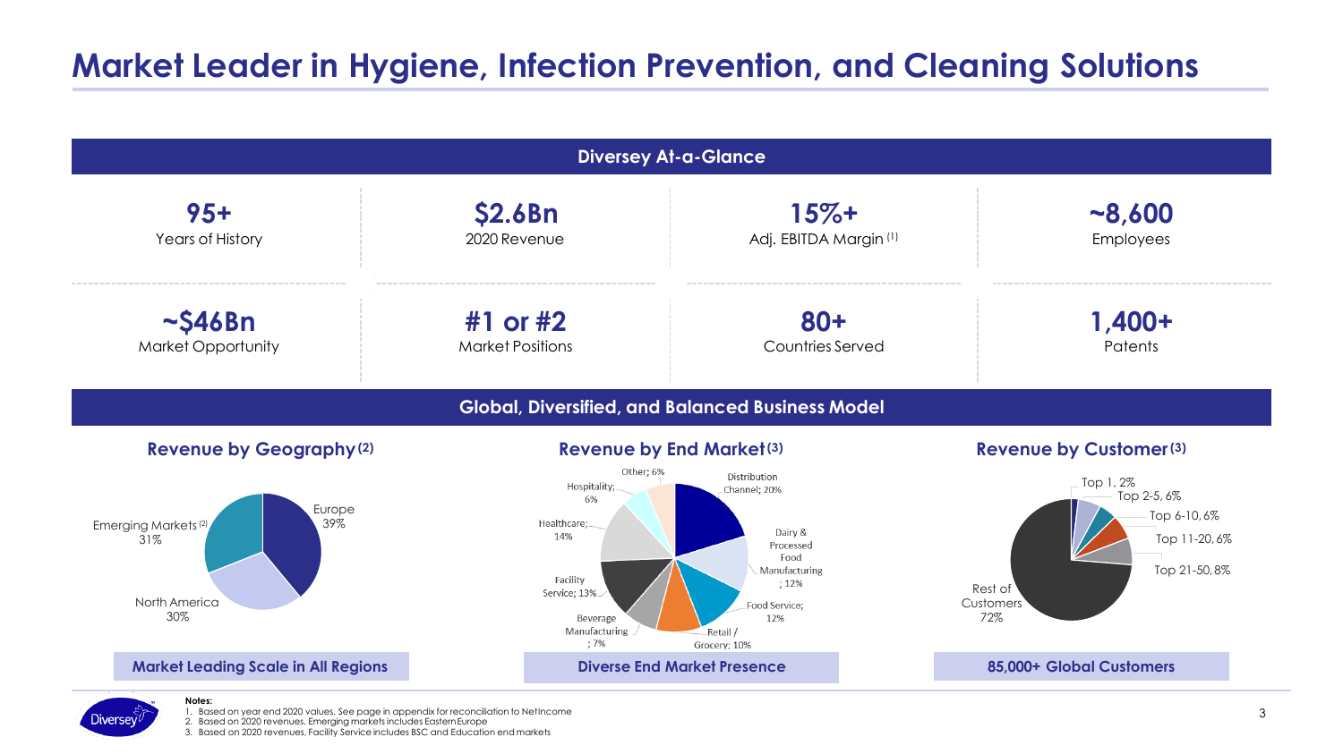# Market Leader in Hygiene, Infection Prevention, and Cleaning Solutions

## Diversey At-a-Glance

| | | | |
|---|---|---|---|
| **95+** Years of History | **$2.6Bn** 2020 Revenue | **15%+** Adj. EBITDA Margin [1] | **~8,600** Employees |
| **~$46Bn** Market Opportunity | **#1 or #2** Market Positions | **80+** Countries Served | **1,400+** Patents |

## Global, Diversified, and Balanced Business Model

### Revenue by Geography [2]

- Europe 39%
- Emerging Markets [2] 31%
- North America 30%

**Market Leading Scale in All Regions**

### Revenue by End Market [3]

- Distribution Channel; 20%
- Dairy & Processed Food Manufacturing; 12%
- Food Service; 12%
- Retail / Grocery; 10%
- Beverage Manufacturing; 7%
- Facility Service; 13%
- Healthcare; 14%
- Hospitality; 6%
- Other; 6%

**Diverse End Market Presence**

### Revenue by Customer [3]

- Top 1, 2%
- Top 2-5, 6%
- Top 6-10, 6%
- Top 11-20, 6%
- Top 21-50, 8%
- Rest of Customers 72%

**85,000+ Global Customers**

**Notes:**
1. Based on year end 2020 values. See page in appendix for reconciliation to Net Income
2. Based on 2020 revenues. Emerging markets includes Eastern Europe
3. Based on 2020 revenues, Facility Service includes BSC and Education end markets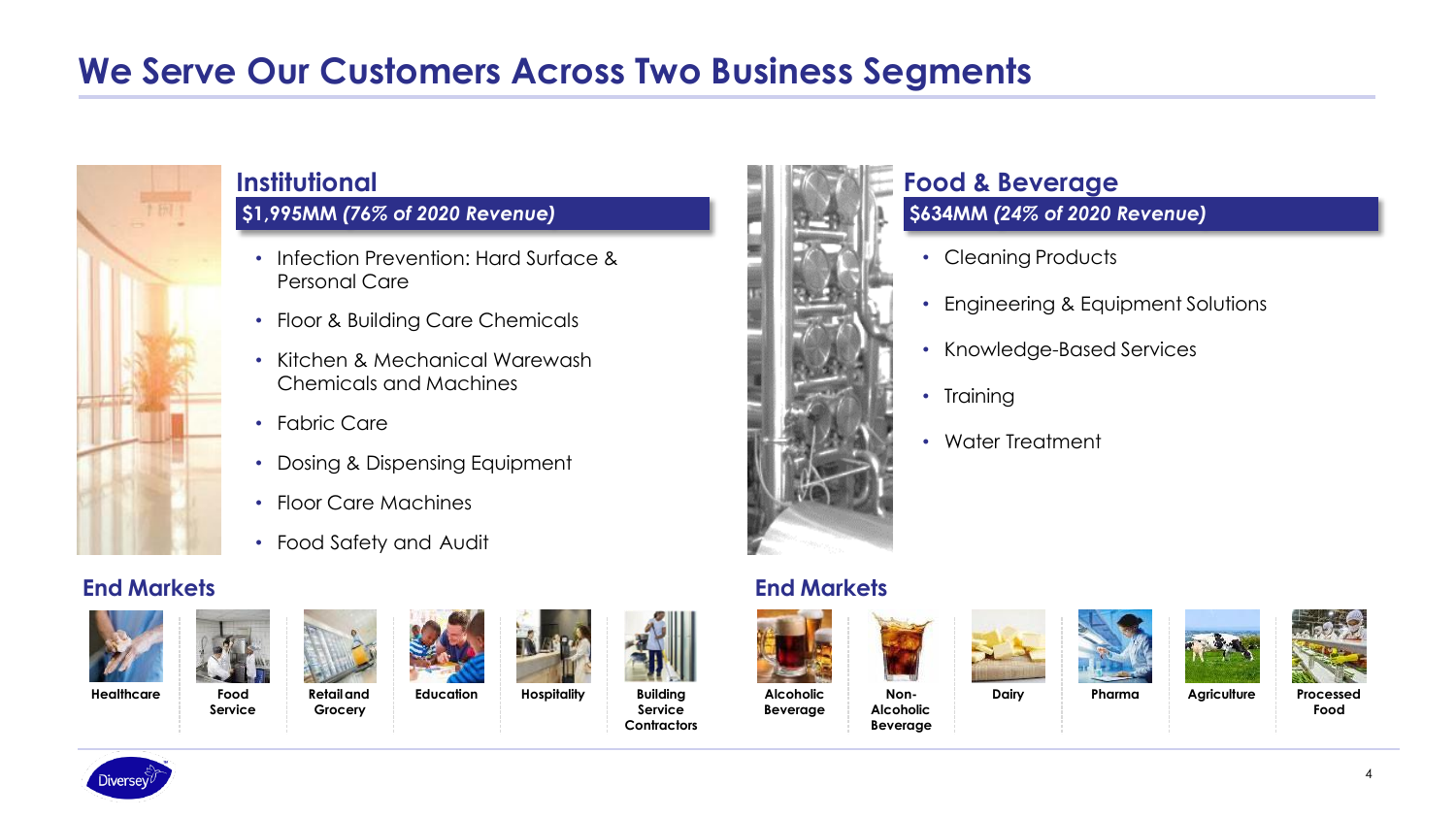# We Serve Our Customers Across Two Business Segments

## Institutional

**$1,995MM *(76% of 2020 Revenue)***

- Infection Prevention: Hard Surface & Personal Care
- Floor & Building Care Chemicals
- Kitchen & Mechanical Warewash Chemicals and Machines
- Fabric Care
- Dosing & Dispensing Equipment
- Floor Care Machines
- Food Safety and Audit

### End Markets

Healthcare | Food Service | Retail and Grocery | Education | Hospitality | Building Service Contractors

## Food & Beverage

**$634MM *(24% of 2020 Revenue)***

- Cleaning Products
- Engineering & Equipment Solutions
- Knowledge-Based Services
- Training
- Water Treatment

### End Markets

Alcoholic Beverage | Non-Alcoholic Beverage | Dairy | Pharma | Agriculture | Processed Food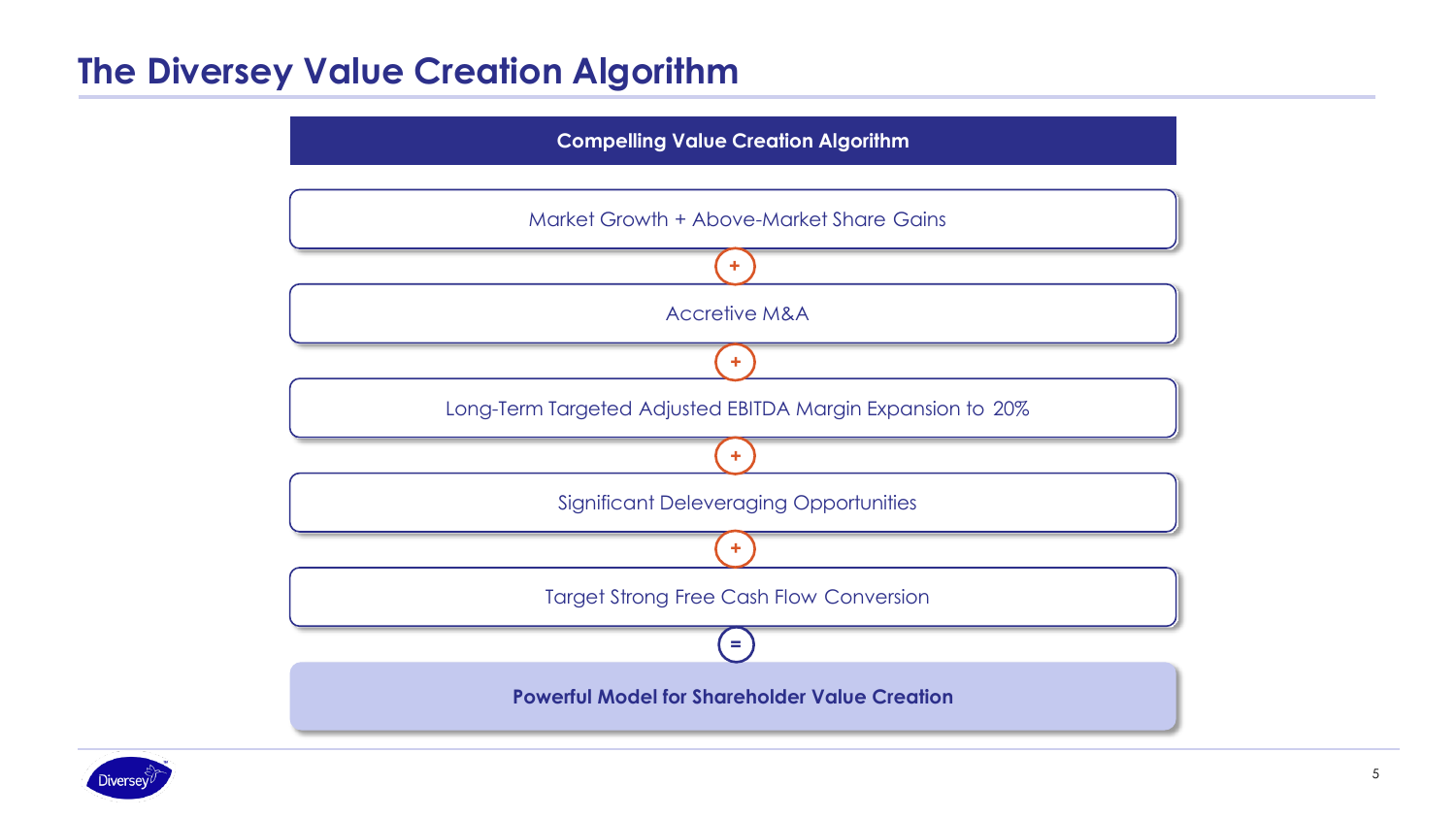# The Diversey Value Creation Algorithm

**Compelling Value Creation Algorithm**

Market Growth + Above-Market Share Gains

+

Accretive M&A

+

Long-Term Targeted Adjusted EBITDA Margin Expansion to 20%

+

Significant Deleveraging Opportunities

+

Target Strong Free Cash Flow Conversion

=

**Powerful Model for Shareholder Value Creation**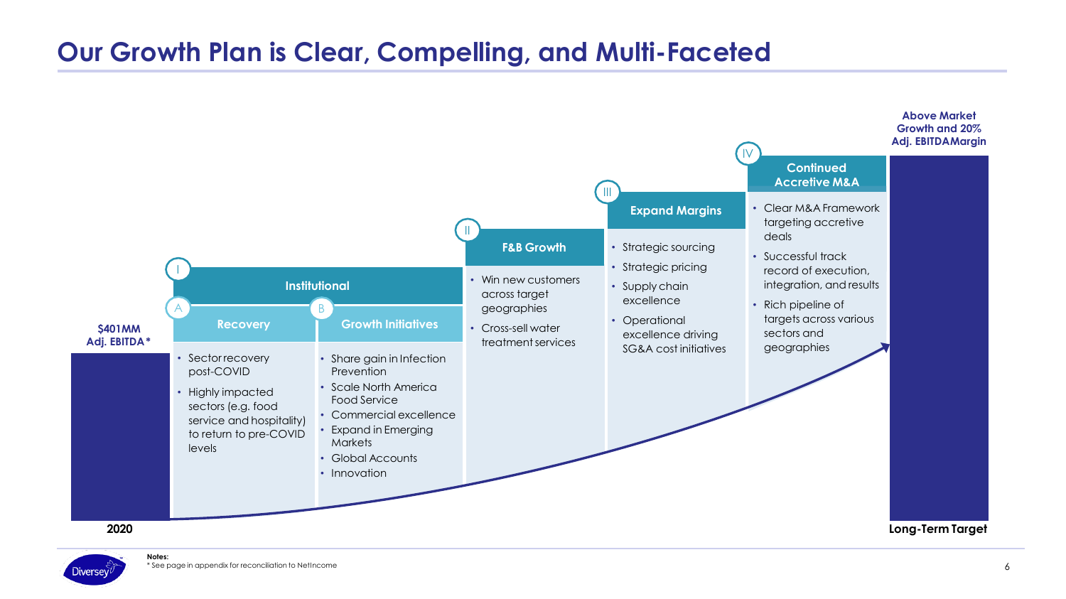# Our Growth Plan is Clear, Compelling, and Multi-Faceted

**2020** — **$401MM Adj. EBITDA***

## I. Institutional

### A. Recovery

- Sector recovery post-COVID
- Highly impacted sectors (e.g. food service and hospitality) to return to pre-COVID levels

### B. Growth Initiatives

- Share gain in Infection Prevention
- Scale North America Food Service
- Commercial excellence
- Expand in Emerging Markets
- Global Accounts
- Innovation

## II. F&B Growth

- Win new customers across target geographies
- Cross-sell water treatment services

## III. Expand Margins

- Strategic sourcing
- Strategic pricing
- Supply chain excellence
- Operational excellence driving SG&A cost initiatives

## IV. Continued Accretive M&A

- Clear M&A Framework targeting accretive deals
- Successful track record of execution, integration, and results
- Rich pipeline of targets across various sectors and geographies

**Long-Term Target** — **Above Market Growth and 20% Adj. EBITDA Margin**

**Notes:**
* See page in appendix for reconciliation to Net Income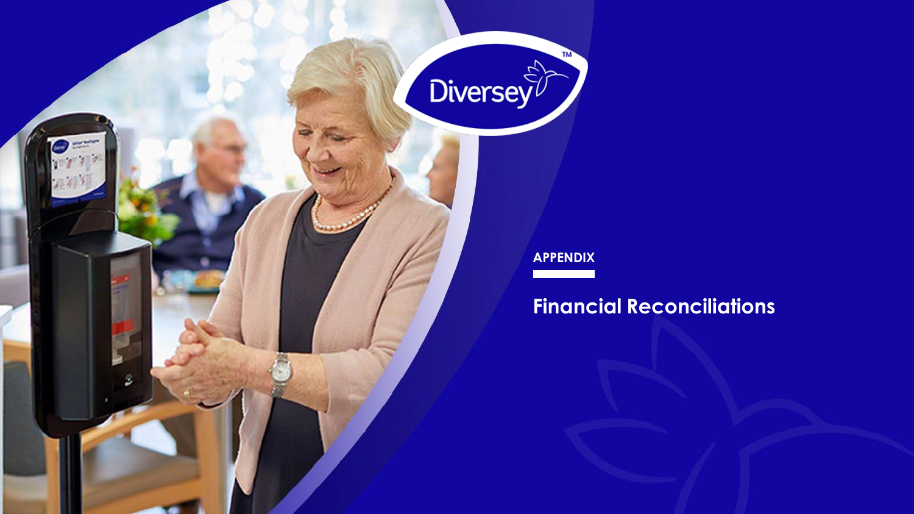APPENDIX

# Financial Reconciliations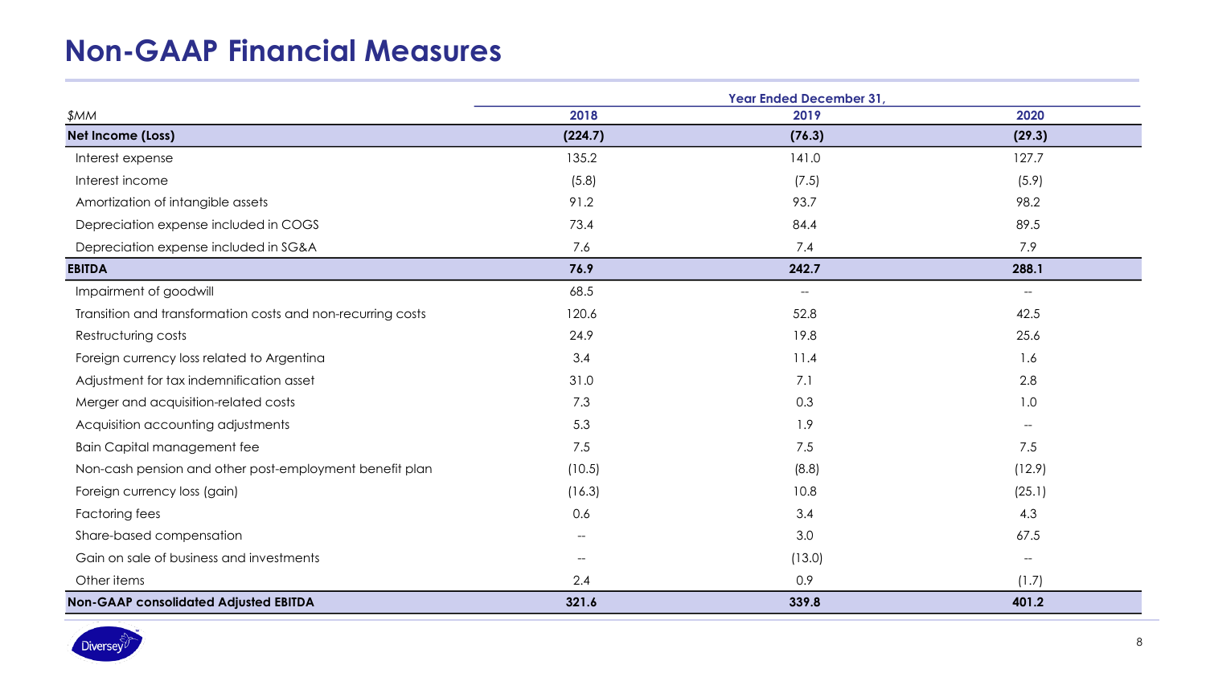# Non-GAAP Financial Measures

| $MM | Year Ended December 31, 2018 | 2019 | 2020 |
|---|---|---|---|
| **Net Income (Loss)** | **(224.7)** | **(76.3)** | **(29.3)** |
| Interest expense | 135.2 | 141.0 | 127.7 |
| Interest income | (5.8) | (7.5) | (5.9) |
| Amortization of intangible assets | 91.2 | 93.7 | 98.2 |
| Depreciation expense included in COGS | 73.4 | 84.4 | 89.5 |
| Depreciation expense included in SG&A | 7.6 | 7.4 | 7.9 |
| **EBITDA** | **76.9** | **242.7** | **288.1** |
| Impairment of goodwill | 68.5 | -- | -- |
| Transition and transformation costs and non-recurring costs | 120.6 | 52.8 | 42.5 |
| Restructuring costs | 24.9 | 19.8 | 25.6 |
| Foreign currency loss related to Argentina | 3.4 | 11.4 | 1.6 |
| Adjustment for tax indemnification asset | 31.0 | 7.1 | 2.8 |
| Merger and acquisition-related costs | 7.3 | 0.3 | 1.0 |
| Acquisition accounting adjustments | 5.3 | 1.9 | -- |
| Bain Capital management fee | 7.5 | 7.5 | 7.5 |
| Non-cash pension and other post-employment benefit plan | (10.5) | (8.8) | (12.9) |
| Foreign currency loss (gain) | (16.3) | 10.8 | (25.1) |
| Factoring fees | 0.6 | 3.4 | 4.3 |
| Share-based compensation | -- | 3.0 | 67.5 |
| Gain on sale of business and investments | -- | (13.0) | -- |
| Other items | 2.4 | 0.9 | (1.7) |
| **Non-GAAP consolidated Adjusted EBITDA** | **321.6** | **339.8** | **401.2** |